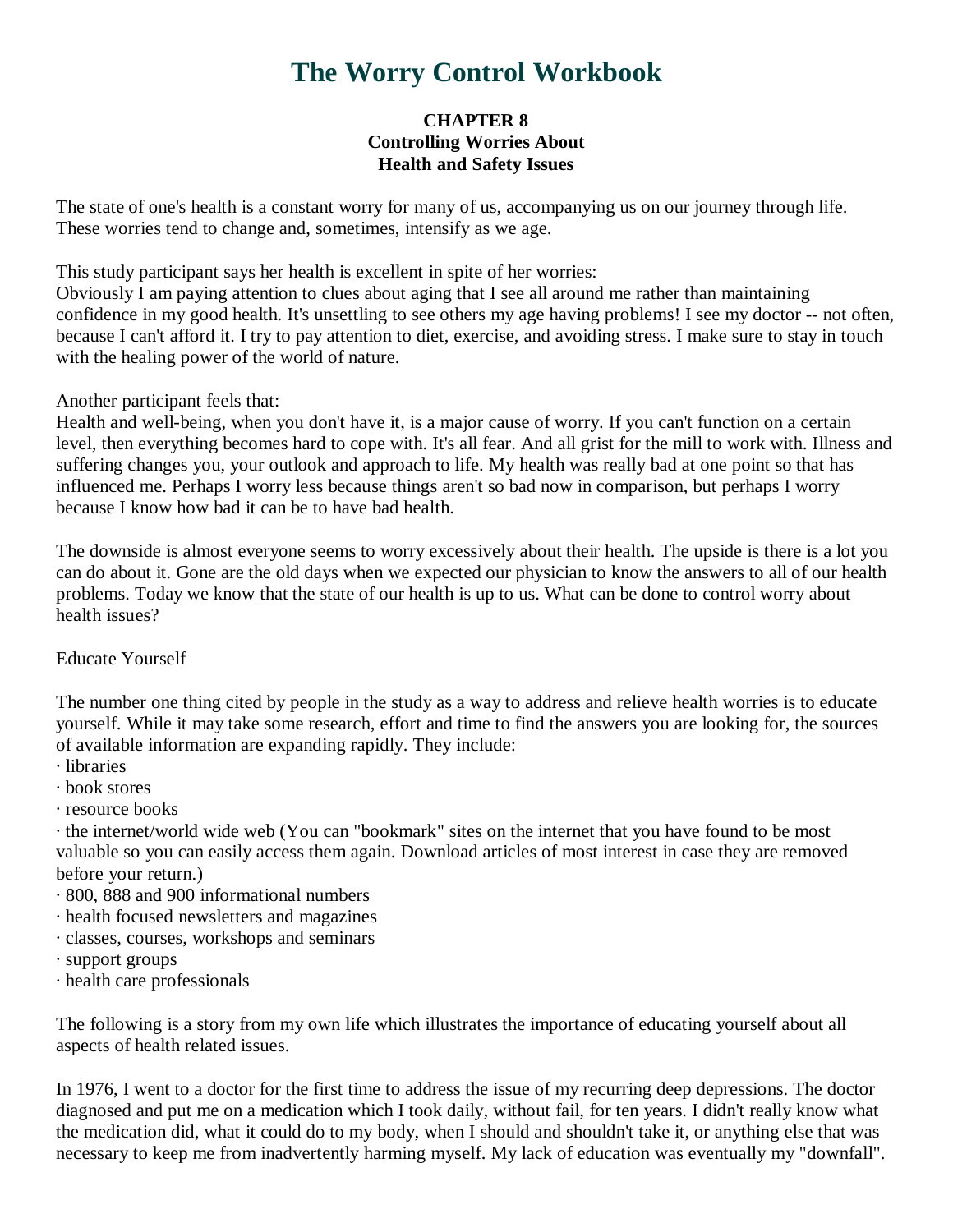# The Worry Control Workbook

## CHAPTER 8
## Controlling Worries About Health and Safety Issues

The state of one's health is a constant worry for many of us, accompanying us on our journey through life. These worries tend to change and, sometimes, intensify as we age.

This study participant says her health is excellent in spite of her worries:
Obviously I am paying attention to clues about aging that I see all around me rather than maintaining confidence in my good health. It's unsettling to see others my age having problems! I see my doctor -- not often, because I can't afford it. I try to pay attention to diet, exercise, and avoiding stress. I make sure to stay in touch with the healing power of the world of nature.

Another participant feels that:
Health and well-being, when you don't have it, is a major cause of worry. If you can't function on a certain level, then everything becomes hard to cope with. It's all fear. And all grist for the mill to work with. Illness and suffering changes you, your outlook and approach to life. My health was really bad at one point so that has influenced me. Perhaps I worry less because things aren't so bad now in comparison, but perhaps I worry because I know how bad it can be to have bad health.

The downside is almost everyone seems to worry excessively about their health. The upside is there is a lot you can do about it. Gone are the old days when we expected our physician to know the answers to all of our health problems. Today we know that the state of our health is up to us. What can be done to control worry about health issues?

Educate Yourself

The number one thing cited by people in the study as a way to address and relieve health worries is to educate yourself. While it may take some research, effort and time to find the answers you are looking for, the sources of available information are expanding rapidly. They include:

- libraries
- book stores
- resource books
- the internet/world wide web (You can "bookmark" sites on the internet that you have found to be most valuable so you can easily access them again. Download articles of most interest in case they are removed before your return.)
- 800, 888 and 900 informational numbers
- health focused newsletters and magazines
- classes, courses, workshops and seminars
- support groups
- health care professionals

The following is a story from my own life which illustrates the importance of educating yourself about all aspects of health related issues.

In 1976, I went to a doctor for the first time to address the issue of my recurring deep depressions. The doctor diagnosed and put me on a medication which I took daily, without fail, for ten years. I didn't really know what the medication did, what it could do to my body, when I should and shouldn't take it, or anything else that was necessary to keep me from inadvertently harming myself. My lack of education was eventually my "downfall".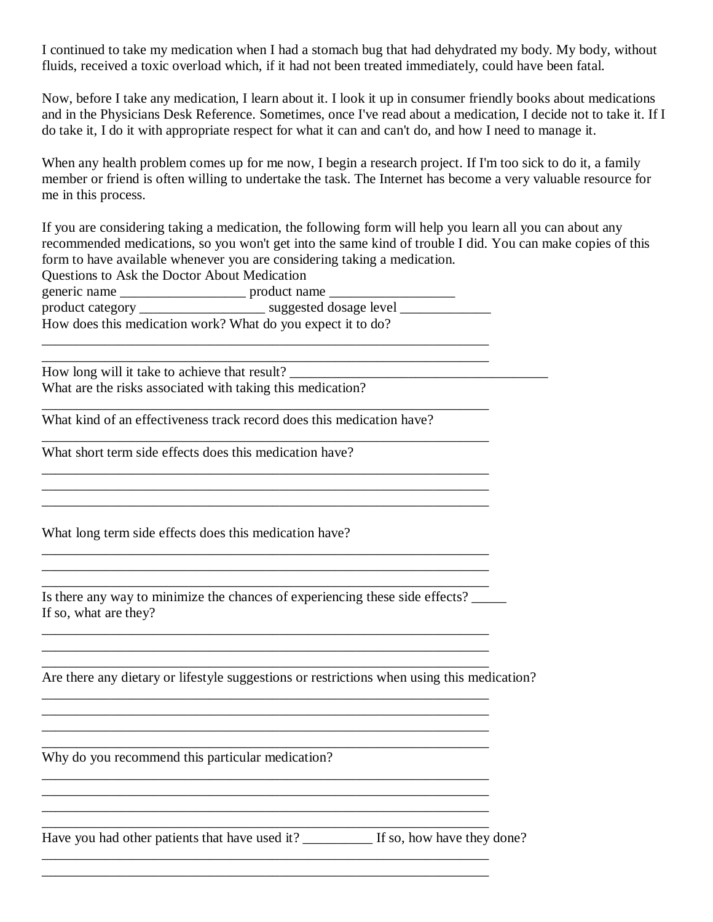I continued to take my medication when I had a stomach bug that had dehydrated my body. My body, without fluids, received a toxic overload which, if it had not been treated immediately, could have been fatal.

Now, before I take any medication, I learn about it. I look it up in consumer friendly books about medications and in the Physicians Desk Reference. Sometimes, once I've read about a medication, I decide not to take it. If I do take it, I do it with appropriate respect for what it can and can't do, and how I need to manage it.

When any health problem comes up for me now, I begin a research project. If I'm too sick to do it, a family member or friend is often willing to undertake the task. The Internet has become a very valuable resource for me in this process.

If you are considering taking a medication, the following form will help you learn all you can about any recommended medications, so you won't get into the same kind of trouble I did. You can make copies of this form to have available whenever you are considering taking a medication.

Questions to Ask the Doctor About Medication

generic name __________________ product name __________________

product category __________________ suggested dosage level _____________

How does this medication work? What do you expect it to do?

__________________________________________________________________

__________________________________________________________________

How long will it take to achieve that result? ______________________________________

What are the risks associated with taking this medication?

__________________________________________________________________

What kind of an effectiveness track record does this medication have?

__________________________________________________________________

What short term side effects does this medication have?

__________________________________________________________________

__________________________________________________________________

__________________________________________________________________

What long term side effects does this medication have?

__________________________________________________________________

__________________________________________________________________

__________________________________________________________________

Is there any way to minimize the chances of experiencing these side effects? _____

If so, what are they?

__________________________________________________________________

__________________________________________________________________

__________________________________________________________________

Are there any dietary or lifestyle suggestions or restrictions when using this medication?

__________________________________________________________________

__________________________________________________________________

__________________________________________________________________

__________________________________________________________________

Why do you recommend this particular medication?

__________________________________________________________________

__________________________________________________________________

__________________________________________________________________

__________________________________________________________________

Have you had other patients that have used it? __________ If so, how have they done?

__________________________________________________________________

__________________________________________________________________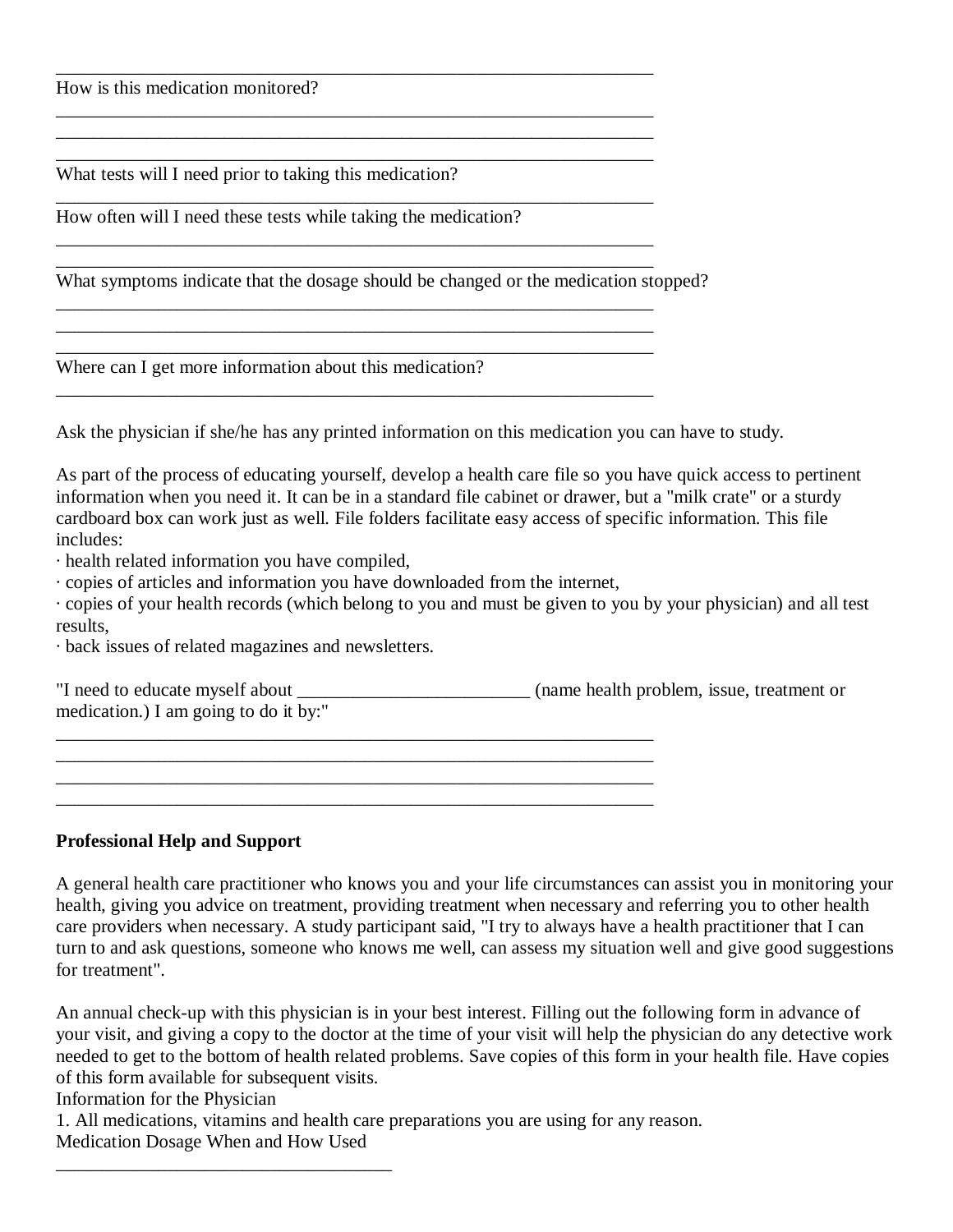______________________________________________________________________

How is this medication monitored?

______________________________________________________________________
______________________________________________________________________
______________________________________________________________________

What tests will I need prior to taking this medication?

______________________________________________________________________

How often will I need these tests while taking the medication?

______________________________________________________________________
______________________________________________________________________

What symptoms indicate that the dosage should be changed or the medication stopped?

______________________________________________________________________
______________________________________________________________________
______________________________________________________________________

Where can I get more information about this medication?

______________________________________________________________________

Ask the physician if she/he has any printed information on this medication you can have to study.

As part of the process of educating yourself, develop a health care file so you have quick access to pertinent information when you need it. It can be in a standard file cabinet or drawer, but a "milk crate" or a sturdy cardboard box can work just as well. File folders facilitate easy access of specific information. This file includes:

· health related information you have compiled,
· copies of articles and information you have downloaded from the internet,
· copies of your health records (which belong to you and must be given to you by your physician) and all test results,
· back issues of related magazines and newsletters.

"I need to educate myself about _________________________ (name health problem, issue, treatment or medication.) I am going to do it by:"

______________________________________________________________________
______________________________________________________________________
______________________________________________________________________
______________________________________________________________________

**Professional Help and Support**

A general health care practitioner who knows you and your life circumstances can assist you in monitoring your health, giving you advice on treatment, providing treatment when necessary and referring you to other health care providers when necessary. A study participant said, "I try to always have a health practitioner that I can turn to and ask questions, someone who knows me well, can assess my situation well and give good suggestions for treatment".

An annual check-up with this physician is in your best interest. Filling out the following form in advance of your visit, and giving a copy to the doctor at the time of your visit will help the physician do any detective work needed to get to the bottom of health related problems. Save copies of this form in your health file. Have copies of this form available for subsequent visits.

Information for the Physician

1. All medications, vitamins and health care preparations you are using for any reason.

Medication Dosage When and How Used

____________________________________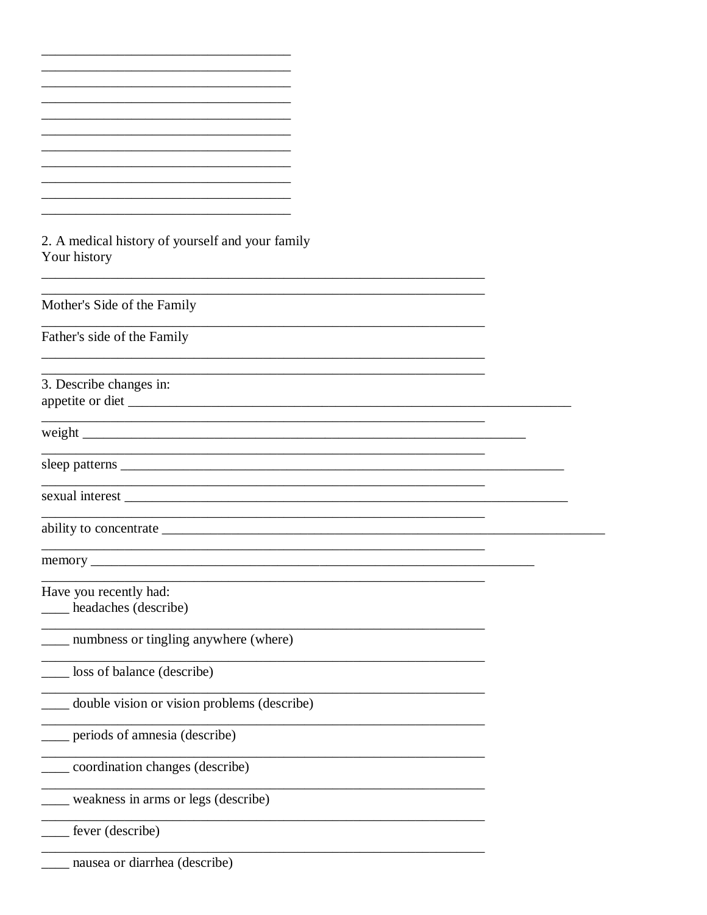____________________________________
____________________________________
____________________________________
____________________________________
____________________________________
____________________________________
____________________________________
____________________________________
____________________________________
____________________________________
____________________________________

2. A medical history of yourself and your family
Your history

________________________________________________________________
________________________________________________________________

Mother's Side of the Family

________________________________________________________________

Father's side of the Family

________________________________________________________________
________________________________________________________________

3. Describe changes in:
appetite or diet ______________________________________________________________
________________________________________________________________

weight ______________________________________________________________
________________________________________________________________

sleep patterns ______________________________________________________________
________________________________________________________________

sexual interest ______________________________________________________________
________________________________________________________________

ability to concentrate ______________________________________________________________
________________________________________________________________

memory ______________________________________________________________
________________________________________________________________

Have you recently had:
____ headaches (describe)
________________________________________________________________

____ numbness or tingling anywhere (where)
________________________________________________________________

____ loss of balance (describe)
________________________________________________________________

____ double vision or vision problems (describe)
________________________________________________________________

____ periods of amnesia (describe)
________________________________________________________________

____ coordination changes (describe)
________________________________________________________________

____ weakness in arms or legs (describe)
________________________________________________________________

____ fever (describe)
________________________________________________________________

____ nausea or diarrhea (describe)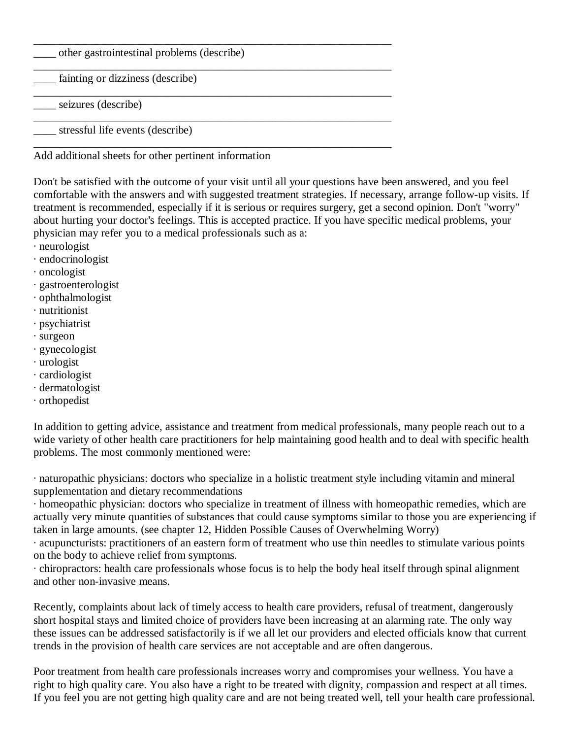_________________________________________________________________

____ other gastrointestinal problems (describe)

_________________________________________________________________

____ fainting or dizziness (describe)

_________________________________________________________________

____ seizures (describe)

_________________________________________________________________

____ stressful life events (describe)

_________________________________________________________________

Add additional sheets for other pertinent information

Don't be satisfied with the outcome of your visit until all your questions have been answered, and you feel comfortable with the answers and with suggested treatment strategies. If necessary, arrange follow-up visits. If treatment is recommended, especially if it is serious or requires surgery, get a second opinion. Don't "worry" about hurting your doctor's feelings. This is accepted practice. If you have specific medical problems, your physician may refer you to a medical professionals such as a:

· neurologist
· endocrinologist
· oncologist
· gastroenterologist
· ophthalmologist
· nutritionist
· psychiatrist
· surgeon
· gynecologist
· urologist
· cardiologist
· dermatologist
· orthopedist

In addition to getting advice, assistance and treatment from medical professionals, many people reach out to a wide variety of other health care practitioners for help maintaining good health and to deal with specific health problems. The most commonly mentioned were:

· naturopathic physicians: doctors who specialize in a holistic treatment style including vitamin and mineral supplementation and dietary recommendations
· homeopathic physician: doctors who specialize in treatment of illness with homeopathic remedies, which are actually very minute quantities of substances that could cause symptoms similar to those you are experiencing if taken in large amounts. (see chapter 12, Hidden Possible Causes of Overwhelming Worry)
· acupuncturists: practitioners of an eastern form of treatment who use thin needles to stimulate various points on the body to achieve relief from symptoms.
· chiropractors: health care professionals whose focus is to help the body heal itself through spinal alignment and other non-invasive means.

Recently, complaints about lack of timely access to health care providers, refusal of treatment, dangerously short hospital stays and limited choice of providers have been increasing at an alarming rate. The only way these issues can be addressed satisfactorily is if we all let our providers and elected officials know that current trends in the provision of health care services are not acceptable and are often dangerous.

Poor treatment from health care professionals increases worry and compromises your wellness. You have a right to high quality care. You also have a right to be treated with dignity, compassion and respect at all times. If you feel you are not getting high quality care and are not being treated well, tell your health care professional.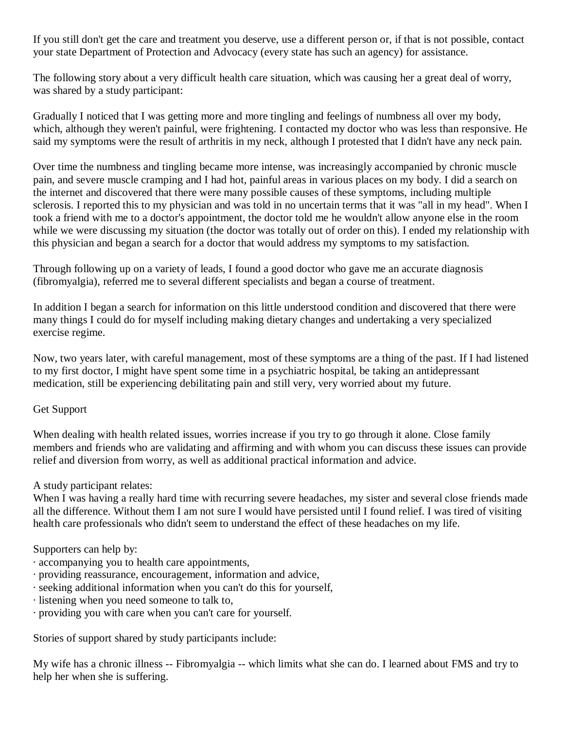If you still don't get the care and treatment you deserve, use a different person or, if that is not possible, contact your state Department of Protection and Advocacy (every state has such an agency) for assistance.

The following story about a very difficult health care situation, which was causing her a great deal of worry, was shared by a study participant:

Gradually I noticed that I was getting more and more tingling and feelings of numbness all over my body, which, although they weren't painful, were frightening. I contacted my doctor who was less than responsive. He said my symptoms were the result of arthritis in my neck, although I protested that I didn't have any neck pain.

Over time the numbness and tingling became more intense, was increasingly accompanied by chronic muscle pain, and severe muscle cramping and I had hot, painful areas in various places on my body. I did a search on the internet and discovered that there were many possible causes of these symptoms, including multiple sclerosis. I reported this to my physician and was told in no uncertain terms that it was "all in my head". When I took a friend with me to a doctor's appointment, the doctor told me he wouldn't allow anyone else in the room while we were discussing my situation (the doctor was totally out of order on this). I ended my relationship with this physician and began a search for a doctor that would address my symptoms to my satisfaction.

Through following up on a variety of leads, I found a good doctor who gave me an accurate diagnosis (fibromyalgia), referred me to several different specialists and began a course of treatment.

In addition I began a search for information on this little understood condition and discovered that there were many things I could do for myself including making dietary changes and undertaking a very specialized exercise regime.

Now, two years later, with careful management, most of these symptoms are a thing of the past. If I had listened to my first doctor, I might have spent some time in a psychiatric hospital, be taking an antidepressant medication, still be experiencing debilitating pain and still very, very worried about my future.

## Get Support

When dealing with health related issues, worries increase if you try to go through it alone. Close family members and friends who are validating and affirming and with whom you can discuss these issues can provide relief and diversion from worry, as well as additional practical information and advice.

A study participant relates:
When I was having a really hard time with recurring severe headaches, my sister and several close friends made all the difference. Without them I am not sure I would have persisted until I found relief. I was tired of visiting health care professionals who didn't seem to understand the effect of these headaches on my life.

Supporters can help by:
- accompanying you to health care appointments,
- providing reassurance, encouragement, information and advice,
- seeking additional information when you can't do this for yourself,
- listening when you need someone to talk to,
- providing you with care when you can't care for yourself.

Stories of support shared by study participants include:

My wife has a chronic illness -- Fibromyalgia -- which limits what she can do. I learned about FMS and try to help her when she is suffering.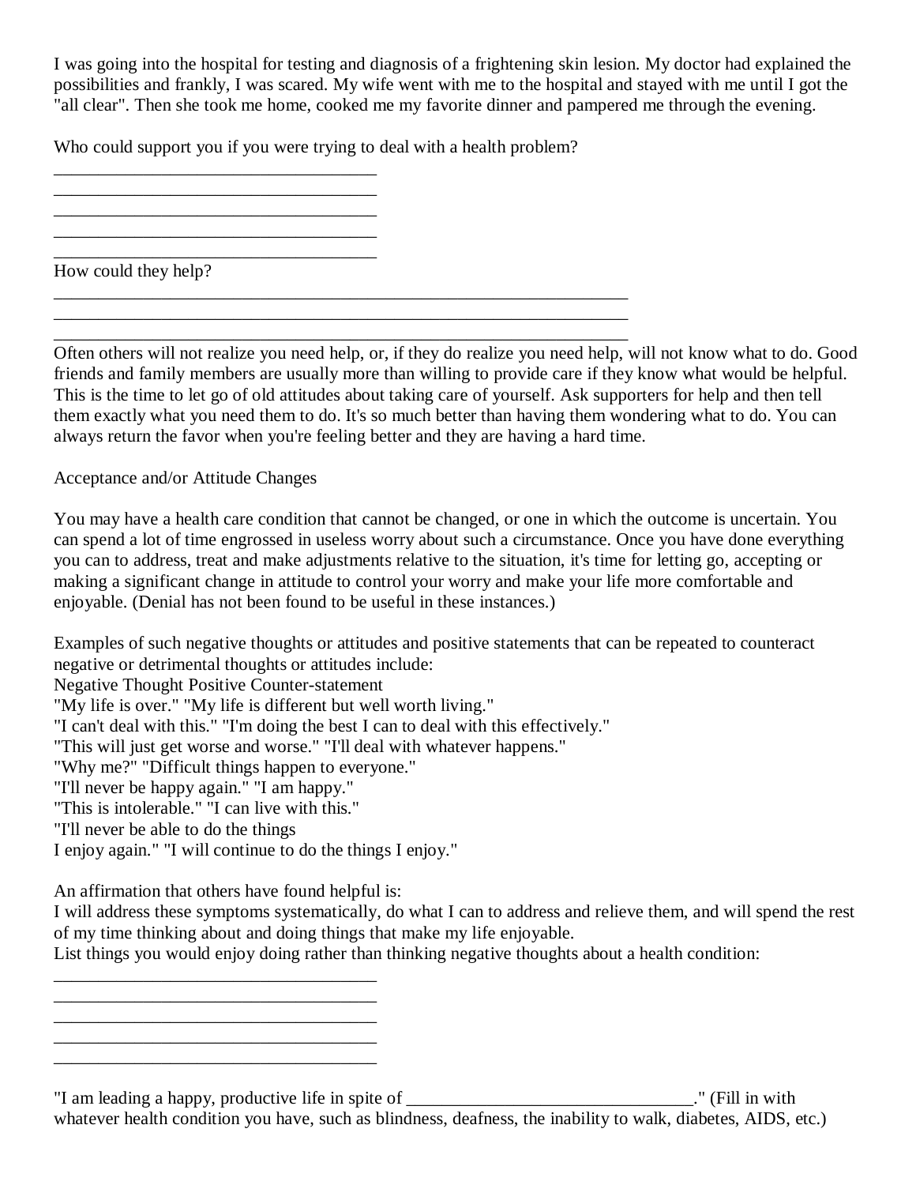I was going into the hospital for testing and diagnosis of a frightening skin lesion. My doctor had explained the possibilities and frankly, I was scared. My wife went with me to the hospital and stayed with me until I got the "all clear". Then she took me home, cooked me my favorite dinner and pampered me through the evening.

Who could support you if you were trying to deal with a health problem?

\_\_\_\_\_\_\_\_\_\_\_\_\_\_\_\_\_\_\_\_\_\_\_\_\_\_\_\_\_\_\_\_\_\_\_\_\_\_\_\_\_\_
\_\_\_\_\_\_\_\_\_\_\_\_\_\_\_\_\_\_\_\_\_\_\_\_\_\_\_\_\_\_\_\_\_\_\_\_\_\_\_\_\_\_
\_\_\_\_\_\_\_\_\_\_\_\_\_\_\_\_\_\_\_\_\_\_\_\_\_\_\_\_\_\_\_\_\_\_\_\_\_\_\_\_\_\_
\_\_\_\_\_\_\_\_\_\_\_\_\_\_\_\_\_\_\_\_\_\_\_\_\_\_\_\_\_\_\_\_\_\_\_\_\_\_\_\_\_\_
\_\_\_\_\_\_\_\_\_\_\_\_\_\_\_\_\_\_\_\_\_\_\_\_\_\_\_\_\_\_\_\_\_\_\_\_\_\_\_\_\_\_

How could they help?

\_\_\_\_\_\_\_\_\_\_\_\_\_\_\_\_\_\_\_\_\_\_\_\_\_\_\_\_\_\_\_\_\_\_\_\_\_\_\_\_\_\_\_\_\_\_\_\_\_\_\_\_\_\_\_\_\_\_\_\_\_\_\_\_\_\_\_\_\_\_\_
\_\_\_\_\_\_\_\_\_\_\_\_\_\_\_\_\_\_\_\_\_\_\_\_\_\_\_\_\_\_\_\_\_\_\_\_\_\_\_\_\_\_\_\_\_\_\_\_\_\_\_\_\_\_\_\_\_\_\_\_\_\_\_\_\_\_\_\_\_\_\_
\_\_\_\_\_\_\_\_\_\_\_\_\_\_\_\_\_\_\_\_\_\_\_\_\_\_\_\_\_\_\_\_\_\_\_\_\_\_\_\_\_\_\_\_\_\_\_\_\_\_\_\_\_\_\_\_\_\_\_\_\_\_\_\_\_\_\_\_\_\_\_

Often others will not realize you need help, or, if they do realize you need help, will not know what to do. Good friends and family members are usually more than willing to provide care if they know what would be helpful. This is the time to let go of old attitudes about taking care of yourself. Ask supporters for help and then tell them exactly what you need them to do. It's so much better than having them wondering what to do. You can always return the favor when you're feeling better and they are having a hard time.

## Acceptance and/or Attitude Changes

You may have a health care condition that cannot be changed, or one in which the outcome is uncertain. You can spend a lot of time engrossed in useless worry about such a circumstance. Once you have done everything you can to address, treat and make adjustments relative to the situation, it's time for letting go, accepting or making a significant change in attitude to control your worry and make your life more comfortable and enjoyable. (Denial has not been found to be useful in these instances.)

Examples of such negative thoughts or attitudes and positive statements that can be repeated to counteract negative or detrimental thoughts or attitudes include:

| Negative Thought | Positive Counter-statement |
|---|---|
| "My life is over." | "My life is different but well worth living." |
| "I can't deal with this." | "I'm doing the best I can to deal with this effectively." |
| "This will just get worse and worse." | "I'll deal with whatever happens." |
| "Why me?" | "Difficult things happen to everyone." |
| "I'll never be happy again." | "I am happy." |
| "This is intolerable." | "I can live with this." |
| "I'll never be able to do the things I enjoy again." | "I will continue to do the things I enjoy." |

An affirmation that others have found helpful is:

I will address these symptoms systematically, do what I can to address and relieve them, and will spend the rest of my time thinking about and doing things that make my life enjoyable.

List things you would enjoy doing rather than thinking negative thoughts about a health condition:

\_\_\_\_\_\_\_\_\_\_\_\_\_\_\_\_\_\_\_\_\_\_\_\_\_\_\_\_\_\_\_\_\_\_\_\_\_\_\_\_\_\_
\_\_\_\_\_\_\_\_\_\_\_\_\_\_\_\_\_\_\_\_\_\_\_\_\_\_\_\_\_\_\_\_\_\_\_\_\_\_\_\_\_\_
\_\_\_\_\_\_\_\_\_\_\_\_\_\_\_\_\_\_\_\_\_\_\_\_\_\_\_\_\_\_\_\_\_\_\_\_\_\_\_\_\_\_
\_\_\_\_\_\_\_\_\_\_\_\_\_\_\_\_\_\_\_\_\_\_\_\_\_\_\_\_\_\_\_\_\_\_\_\_\_\_\_\_\_\_
\_\_\_\_\_\_\_\_\_\_\_\_\_\_\_\_\_\_\_\_\_\_\_\_\_\_\_\_\_\_\_\_\_\_\_\_\_\_\_\_\_\_

"I am leading a happy, productive life in spite of \_\_\_\_\_\_\_\_\_\_\_\_\_\_\_\_\_\_\_\_\_\_\_\_\_\_\_\_\_\_\_\_." (Fill in with whatever health condition you have, such as blindness, deafness, the inability to walk, diabetes, AIDS, etc.)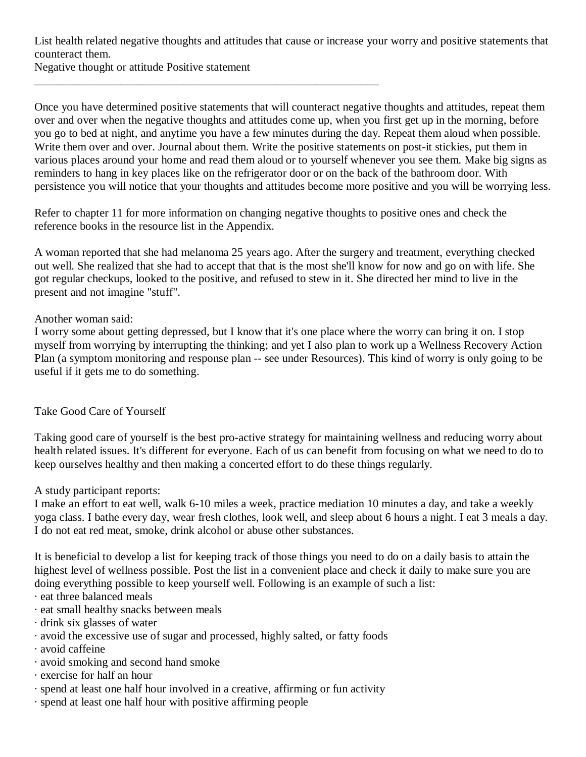List health related negative thoughts and attitudes that cause or increase your worry and positive statements that counteract them.

Negative thought or attitude Positive statement

\_\_\_\_\_\_\_\_\_\_\_\_\_\_\_\_\_\_\_\_\_\_\_\_\_\_\_\_\_\_\_\_\_\_\_\_\_\_\_\_\_\_\_\_\_\_\_\_\_\_\_\_\_\_\_\_\_\_\_\_\_\_\_\_

Once you have determined positive statements that will counteract negative thoughts and attitudes, repeat them over and over when the negative thoughts and attitudes come up, when you first get up in the morning, before you go to bed at night, and anytime you have a few minutes during the day. Repeat them aloud when possible. Write them over and over. Journal about them. Write the positive statements on post-it stickies, put them in various places around your home and read them aloud or to yourself whenever you see them. Make big signs as reminders to hang in key places like on the refrigerator door or on the back of the bathroom door. With persistence you will notice that your thoughts and attitudes become more positive and you will be worrying less.

Refer to chapter 11 for more information on changing negative thoughts to positive ones and check the reference books in the resource list in the Appendix.

A woman reported that she had melanoma 25 years ago. After the surgery and treatment, everything checked out well. She realized that she had to accept that that is the most she'll know for now and go on with life. She got regular checkups, looked to the positive, and refused to stew in it. She directed her mind to live in the present and not imagine "stuff".

Another woman said:

I worry some about getting depressed, but I know that it's one place where the worry can bring it on. I stop myself from worrying by interrupting the thinking; and yet I also plan to work up a Wellness Recovery Action Plan (a symptom monitoring and response plan -- see under Resources). This kind of worry is only going to be useful if it gets me to do something.

## Take Good Care of Yourself

Taking good care of yourself is the best pro-active strategy for maintaining wellness and reducing worry about health related issues. It's different for everyone. Each of us can benefit from focusing on what we need to do to keep ourselves healthy and then making a concerted effort to do these things regularly.

A study participant reports:

I make an effort to eat well, walk 6-10 miles a week, practice mediation 10 minutes a day, and take a weekly yoga class. I bathe every day, wear fresh clothes, look well, and sleep about 6 hours a night. I eat 3 meals a day. I do not eat red meat, smoke, drink alcohol or abuse other substances.

It is beneficial to develop a list for keeping track of those things you need to do on a daily basis to attain the highest level of wellness possible. Post the list in a convenient place and check it daily to make sure you are doing everything possible to keep yourself well. Following is an example of such a list:

- eat three balanced meals
- eat small healthy snacks between meals
- drink six glasses of water
- avoid the excessive use of sugar and processed, highly salted, or fatty foods
- avoid caffeine
- avoid smoking and second hand smoke
- exercise for half an hour
- spend at least one half hour involved in a creative, affirming or fun activity
- spend at least one half hour with positive affirming people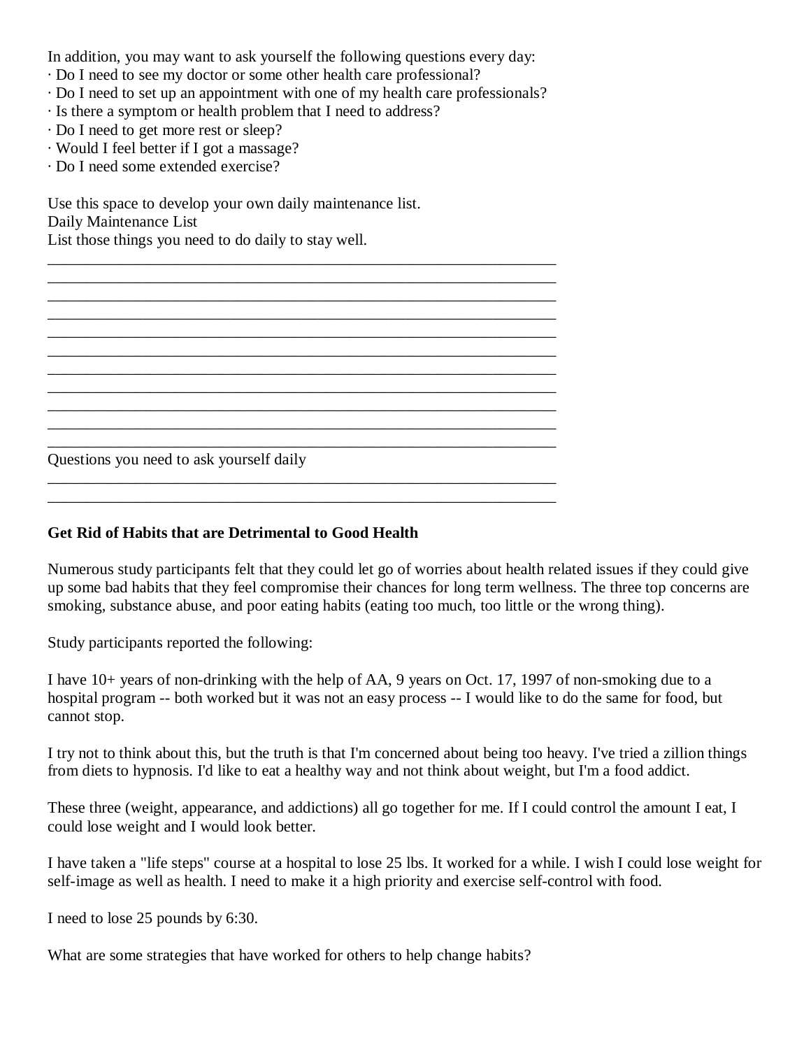In addition, you may want to ask yourself the following questions every day:

- Do I need to see my doctor or some other health care professional?
- Do I need to set up an appointment with one of my health care professionals?
- Is there a symptom or health problem that I need to address?
- Do I need to get more rest or sleep?
- Would I feel better if I got a massage?
- Do I need some extended exercise?

Use this space to develop your own daily maintenance list.

Daily Maintenance List

List those things you need to do daily to stay well.

_________________________________________________________________
_________________________________________________________________
_________________________________________________________________
_________________________________________________________________
_________________________________________________________________
_________________________________________________________________
_________________________________________________________________
_________________________________________________________________
_________________________________________________________________
_________________________________________________________________
_________________________________________________________________

Questions you need to ask yourself daily

_________________________________________________________________
_________________________________________________________________

**Get Rid of Habits that are Detrimental to Good Health**

Numerous study participants felt that they could let go of worries about health related issues if they could give up some bad habits that they feel compromise their chances for long term wellness. The three top concerns are smoking, substance abuse, and poor eating habits (eating too much, too little or the wrong thing).

Study participants reported the following:

I have 10+ years of non-drinking with the help of AA, 9 years on Oct. 17, 1997 of non-smoking due to a hospital program -- both worked but it was not an easy process -- I would like to do the same for food, but cannot stop.

I try not to think about this, but the truth is that I'm concerned about being too heavy. I've tried a zillion things from diets to hypnosis. I'd like to eat a healthy way and not think about weight, but I'm a food addict.

These three (weight, appearance, and addictions) all go together for me. If I could control the amount I eat, I could lose weight and I would look better.

I have taken a "life steps" course at a hospital to lose 25 lbs. It worked for a while. I wish I could lose weight for self-image as well as health. I need to make it a high priority and exercise self-control with food.

I need to lose 25 pounds by 6:30.

What are some strategies that have worked for others to help change habits?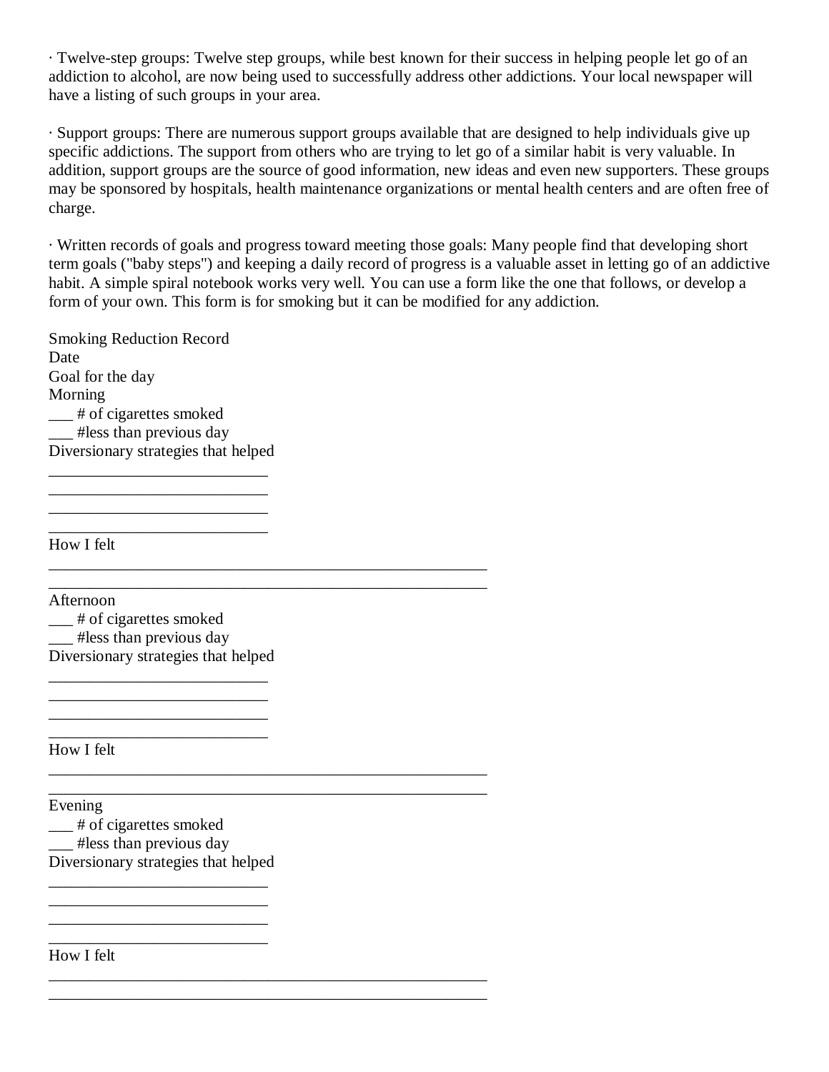· Twelve-step groups: Twelve step groups, while best known for their success in helping people let go of an addiction to alcohol, are now being used to successfully address other addictions. Your local newspaper will have a listing of such groups in your area.

· Support groups: There are numerous support groups available that are designed to help individuals give up specific addictions. The support from others who are trying to let go of a similar habit is very valuable. In addition, support groups are the source of good information, new ideas and even new supporters. These groups may be sponsored by hospitals, health maintenance organizations or mental health centers and are often free of charge.

· Written records of goals and progress toward meeting those goals: Many people find that developing short term goals ("baby steps") and keeping a daily record of progress is a valuable asset in letting go of an addictive habit. A simple spiral notebook works very well. You can use a form like the one that follows, or develop a form of your own. This form is for smoking but it can be modified for any addiction.

Smoking Reduction Record
Date
Goal for the day
Morning
___ # of cigarettes smoked
___ #less than previous day
Diversionary strategies that helped
___________________________
___________________________
___________________________
___________________________
How I felt
______________________________________________________
______________________________________________________
Afternoon
___ # of cigarettes smoked
___ #less than previous day
Diversionary strategies that helped
___________________________
___________________________
___________________________
___________________________
How I felt
______________________________________________________
______________________________________________________
Evening
___ # of cigarettes smoked
___ #less than previous day
Diversionary strategies that helped
___________________________
___________________________
___________________________
___________________________
How I felt
______________________________________________________
______________________________________________________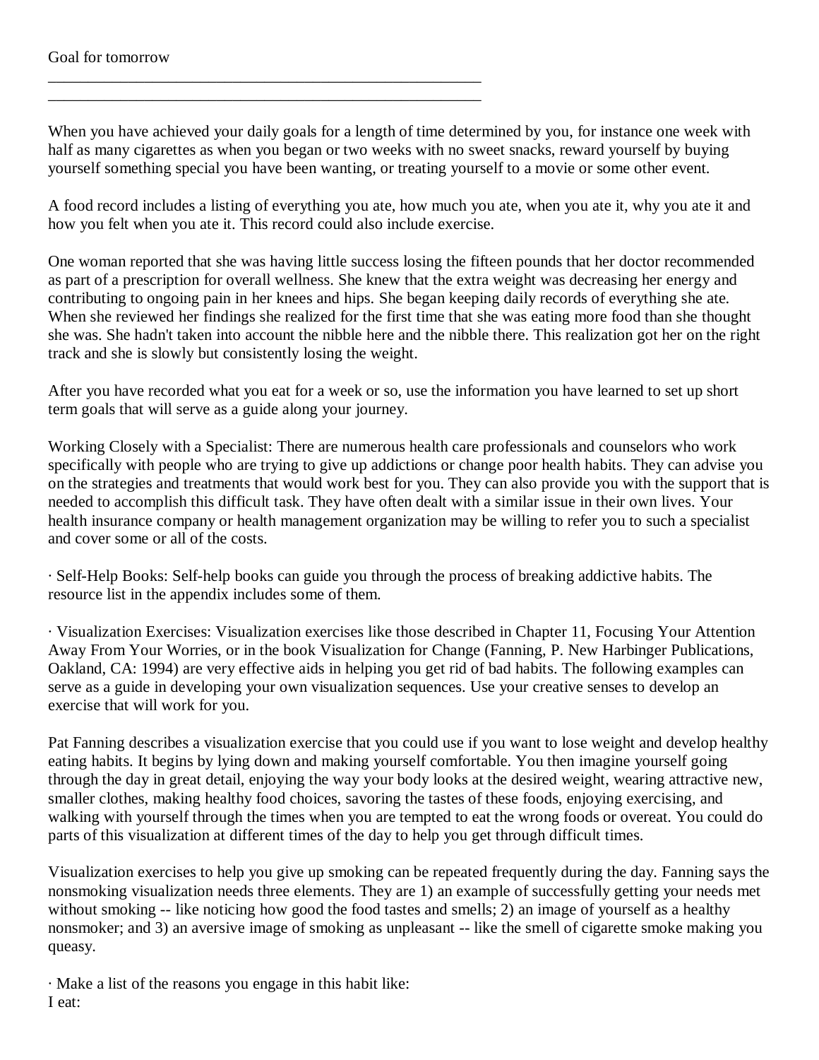Goal for tomorrow

\_\_\_\_\_\_\_\_\_\_\_\_\_\_\_\_\_\_\_\_\_\_\_\_\_\_\_\_\_\_\_\_\_\_\_\_\_\_\_\_\_\_\_\_\_\_\_\_\_\_\_\_\_\_\_\_

\_\_\_\_\_\_\_\_\_\_\_\_\_\_\_\_\_\_\_\_\_\_\_\_\_\_\_\_\_\_\_\_\_\_\_\_\_\_\_\_\_\_\_\_\_\_\_\_\_\_\_\_\_\_\_\_

When you have achieved your daily goals for a length of time determined by you, for instance one week with half as many cigarettes as when you began or two weeks with no sweet snacks, reward yourself by buying yourself something special you have been wanting, or treating yourself to a movie or some other event.

A food record includes a listing of everything you ate, how much you ate, when you ate it, why you ate it and how you felt when you ate it. This record could also include exercise.

One woman reported that she was having little success losing the fifteen pounds that her doctor recommended as part of a prescription for overall wellness. She knew that the extra weight was decreasing her energy and contributing to ongoing pain in her knees and hips. She began keeping daily records of everything she ate. When she reviewed her findings she realized for the first time that she was eating more food than she thought she was. She hadn't taken into account the nibble here and the nibble there. This realization got her on the right track and she is slowly but consistently losing the weight.

After you have recorded what you eat for a week or so, use the information you have learned to set up short term goals that will serve as a guide along your journey.

Working Closely with a Specialist: There are numerous health care professionals and counselors who work specifically with people who are trying to give up addictions or change poor health habits. They can advise you on the strategies and treatments that would work best for you. They can also provide you with the support that is needed to accomplish this difficult task. They have often dealt with a similar issue in their own lives. Your health insurance company or health management organization may be willing to refer you to such a specialist and cover some or all of the costs.

· Self-Help Books: Self-help books can guide you through the process of breaking addictive habits. The resource list in the appendix includes some of them.

· Visualization Exercises: Visualization exercises like those described in Chapter 11, Focusing Your Attention Away From Your Worries, or in the book Visualization for Change (Fanning, P. New Harbinger Publications, Oakland, CA: 1994) are very effective aids in helping you get rid of bad habits. The following examples can serve as a guide in developing your own visualization sequences. Use your creative senses to develop an exercise that will work for you.

Pat Fanning describes a visualization exercise that you could use if you want to lose weight and develop healthy eating habits. It begins by lying down and making yourself comfortable. You then imagine yourself going through the day in great detail, enjoying the way your body looks at the desired weight, wearing attractive new, smaller clothes, making healthy food choices, savoring the tastes of these foods, enjoying exercising, and walking with yourself through the times when you are tempted to eat the wrong foods or overeat. You could do parts of this visualization at different times of the day to help you get through difficult times.

Visualization exercises to help you give up smoking can be repeated frequently during the day. Fanning says the nonsmoking visualization needs three elements. They are 1) an example of successfully getting your needs met without smoking -- like noticing how good the food tastes and smells; 2) an image of yourself as a healthy nonsmoker; and 3) an aversive image of smoking as unpleasant -- like the smell of cigarette smoke making you queasy.

· Make a list of the reasons you engage in this habit like:
I eat: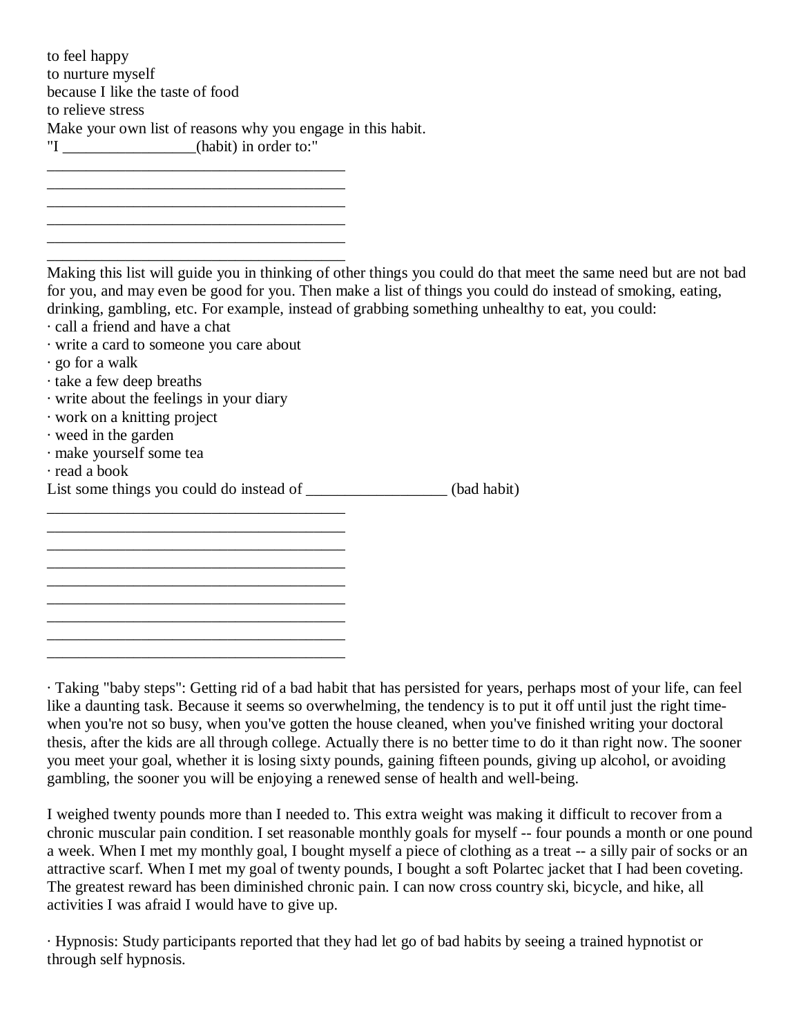to feel happy
to nurture myself
because I like the taste of food
to relieve stress
Make your own list of reasons why you engage in this habit.
"I _________________(habit) in order to:"
________________________________________
________________________________________
________________________________________
________________________________________
________________________________________
________________________________________
Making this list will guide you in thinking of other things you could do that meet the same need but are not bad for you, and may even be good for you. Then make a list of things you could do instead of smoking, eating, drinking, gambling, etc. For example, instead of grabbing something unhealthy to eat, you could:

· call a friend and have a chat
· write a card to someone you care about
· go for a walk
· take a few deep breaths
· write about the feelings in your diary
· work on a knitting project
· weed in the garden
· make yourself some tea
· read a book

List some things you could do instead of __________________ (bad habit)
________________________________________
________________________________________
________________________________________
________________________________________
________________________________________
________________________________________
________________________________________
________________________________________
________________________________________

· Taking "baby steps": Getting rid of a bad habit that has persisted for years, perhaps most of your life, can feel like a daunting task. Because it seems so overwhelming, the tendency is to put it off until just the right time-when you're not so busy, when you've gotten the house cleaned, when you've finished writing your doctoral thesis, after the kids are all through college. Actually there is no better time to do it than right now. The sooner you meet your goal, whether it is losing sixty pounds, gaining fifteen pounds, giving up alcohol, or avoiding gambling, the sooner you will be enjoying a renewed sense of health and well-being.

I weighed twenty pounds more than I needed to. This extra weight was making it difficult to recover from a chronic muscular pain condition. I set reasonable monthly goals for myself -- four pounds a month or one pound a week. When I met my monthly goal, I bought myself a piece of clothing as a treat -- a silly pair of socks or an attractive scarf. When I met my goal of twenty pounds, I bought a soft Polartec jacket that I had been coveting. The greatest reward has been diminished chronic pain. I can now cross country ski, bicycle, and hike, all activities I was afraid I would have to give up.

· Hypnosis: Study participants reported that they had let go of bad habits by seeing a trained hypnotist or through self hypnosis.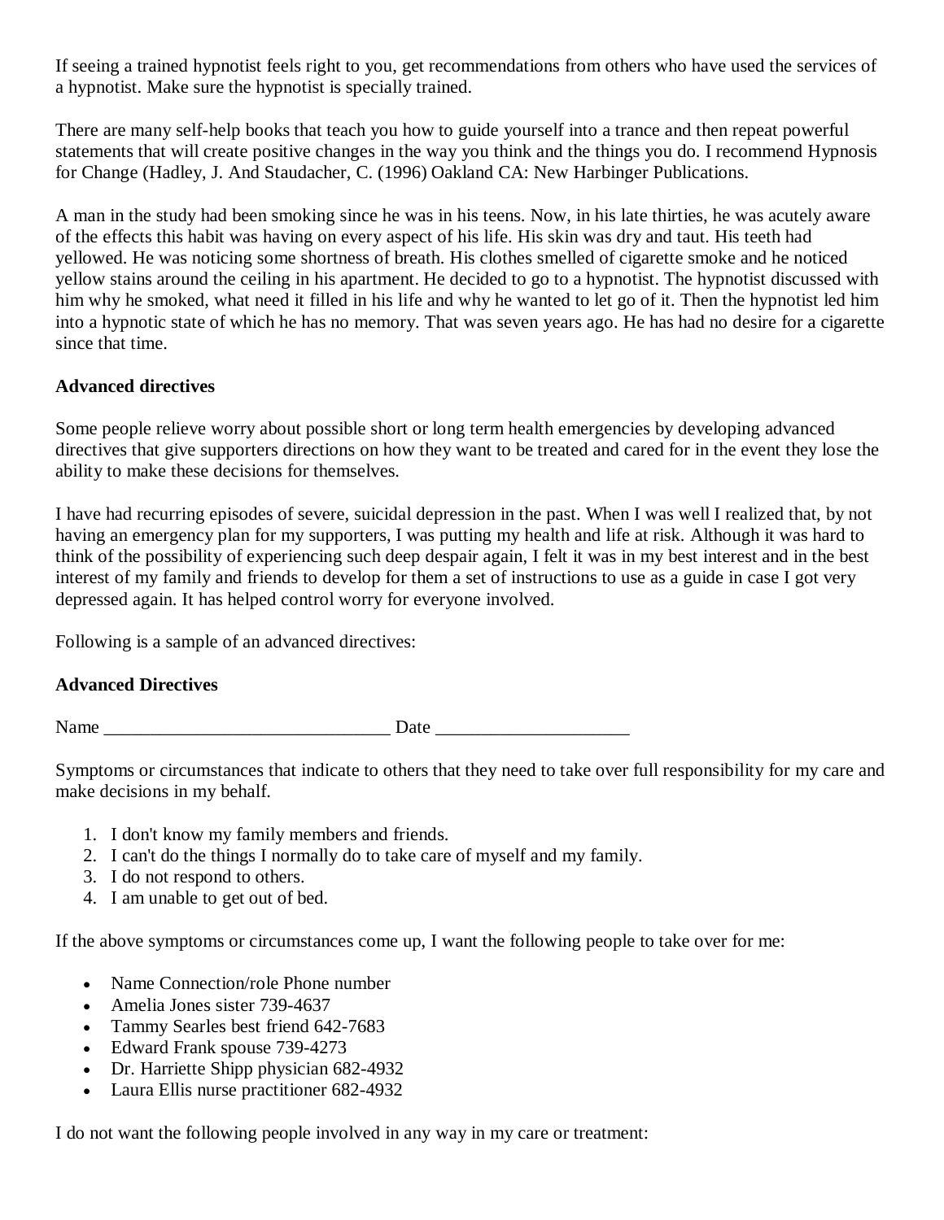If seeing a trained hypnotist feels right to you, get recommendations from others who have used the services of a hypnotist. Make sure the hypnotist is specially trained.

There are many self-help books that teach you how to guide yourself into a trance and then repeat powerful statements that will create positive changes in the way you think and the things you do. I recommend Hypnosis for Change (Hadley, J. And Staudacher, C. (1996) Oakland CA: New Harbinger Publications.

A man in the study had been smoking since he was in his teens. Now, in his late thirties, he was acutely aware of the effects this habit was having on every aspect of his life. His skin was dry and taut. His teeth had yellowed. He was noticing some shortness of breath. His clothes smelled of cigarette smoke and he noticed yellow stains around the ceiling in his apartment. He decided to go to a hypnotist. The hypnotist discussed with him why he smoked, what need it filled in his life and why he wanted to let go of it. Then the hypnotist led him into a hypnotic state of which he has no memory. That was seven years ago. He has had no desire for a cigarette since that time.

**Advanced directives**

Some people relieve worry about possible short or long term health emergencies by developing advanced directives that give supporters directions on how they want to be treated and cared for in the event they lose the ability to make these decisions for themselves.

I have had recurring episodes of severe, suicidal depression in the past. When I was well I realized that, by not having an emergency plan for my supporters, I was putting my health and life at risk. Although it was hard to think of the possibility of experiencing such deep despair again, I felt it was in my best interest and in the best interest of my family and friends to develop for them a set of instructions to use as a guide in case I got very depressed again. It has helped control worry for everyone involved.

Following is a sample of an advanced directives:

**Advanced Directives**

Name _______________________________ Date _____________________

Symptoms or circumstances that indicate to others that they need to take over full responsibility for my care and make decisions in my behalf.

1. I don't know my family members and friends.
2. I can't do the things I normally do to take care of myself and my family.
3. I do not respond to others.
4. I am unable to get out of bed.

If the above symptoms or circumstances come up, I want the following people to take over for me:

- Name Connection/role Phone number
- Amelia Jones sister 739-4637
- Tammy Searles best friend 642-7683
- Edward Frank spouse 739-4273
- Dr. Harriette Shipp physician 682-4932
- Laura Ellis nurse practitioner 682-4932

I do not want the following people involved in any way in my care or treatment: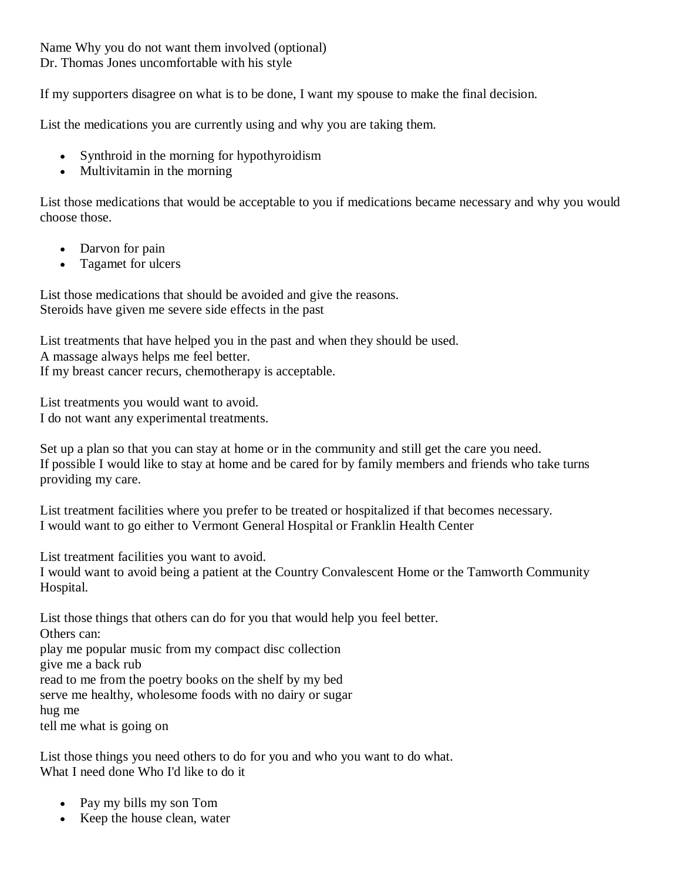Name Why you do not want them involved (optional)
Dr. Thomas Jones uncomfortable with his style

If my supporters disagree on what is to be done, I want my spouse to make the final decision.

List the medications you are currently using and why you are taking them.

- Synthroid in the morning for hypothyroidism
- Multivitamin in the morning

List those medications that would be acceptable to you if medications became necessary and why you would choose those.

- Darvon for pain
- Tagamet for ulcers

List those medications that should be avoided and give the reasons.
Steroids have given me severe side effects in the past

List treatments that have helped you in the past and when they should be used.
A massage always helps me feel better.
If my breast cancer recurs, chemotherapy is acceptable.

List treatments you would want to avoid.
I do not want any experimental treatments.

Set up a plan so that you can stay at home or in the community and still get the care you need.
If possible I would like to stay at home and be cared for by family members and friends who take turns providing my care.

List treatment facilities where you prefer to be treated or hospitalized if that becomes necessary.
I would want to go either to Vermont General Hospital or Franklin Health Center

List treatment facilities you want to avoid.
I would want to avoid being a patient at the Country Convalescent Home or the Tamworth Community Hospital.

List those things that others can do for you that would help you feel better.
Others can:
play me popular music from my compact disc collection
give me a back rub
read to me from the poetry books on the shelf by my bed
serve me healthy, wholesome foods with no dairy or sugar
hug me
tell me what is going on

List those things you need others to do for you and who you want to do what.
What I need done Who I'd like to do it

- Pay my bills my son Tom
- Keep the house clean, water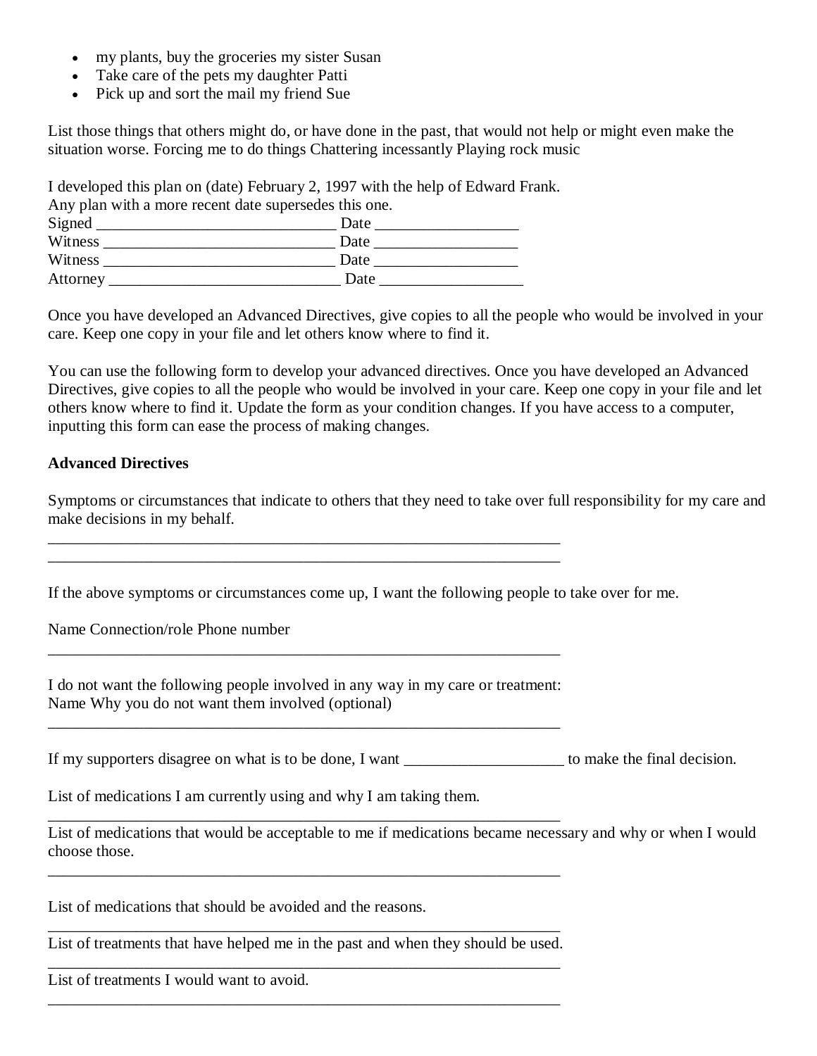- my plants, buy the groceries my sister Susan
- Take care of the pets my daughter Patti
- Pick up and sort the mail my friend Sue

List those things that others might do, or have done in the past, that would not help or might even make the situation worse. Forcing me to do things Chattering incessantly Playing rock music

I developed this plan on (date) February 2, 1997 with the help of Edward Frank.
Any plan with a more recent date supersedes this one.
Signed ______________________________ Date __________________
Witness _____________________________ Date __________________
Witness _____________________________ Date __________________
Attorney _____________________________ Date __________________

Once you have developed an Advanced Directives, give copies to all the people who would be involved in your care. Keep one copy in your file and let others know where to find it.

You can use the following form to develop your advanced directives. Once you have developed an Advanced Directives, give copies to all the people who would be involved in your care. Keep one copy in your file and let others know where to find it. Update the form as your condition changes. If you have access to a computer, inputting this form can ease the process of making changes.

**Advanced Directives**

Symptoms or circumstances that indicate to others that they need to take over full responsibility for my care and make decisions in my behalf.

_________________________________________________________________
_________________________________________________________________

If the above symptoms or circumstances come up, I want the following people to take over for me.

Name Connection/role Phone number

_________________________________________________________________

I do not want the following people involved in any way in my care or treatment:
Name Why you do not want them involved (optional)

_________________________________________________________________

If my supporters disagree on what is to be done, I want ____________________ to make the final decision.

List of medications I am currently using and why I am taking them.

_________________________________________________________________

List of medications that would be acceptable to me if medications became necessary and why or when I would choose those.

_________________________________________________________________

List of medications that should be avoided and the reasons.

_________________________________________________________________

List of treatments that have helped me in the past and when they should be used.

_________________________________________________________________

List of treatments I would want to avoid.

_________________________________________________________________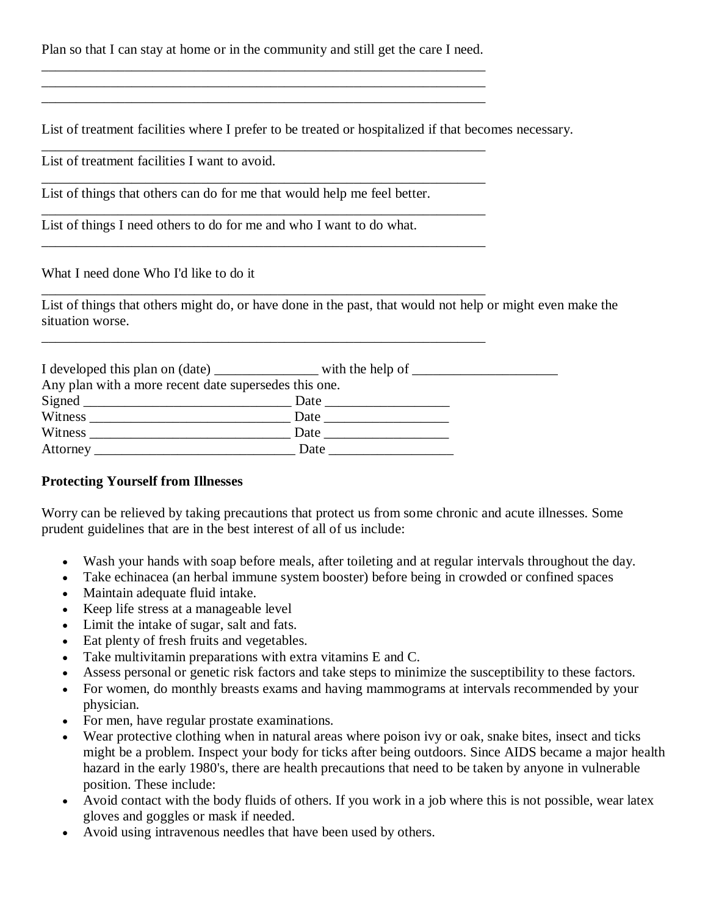Plan so that I can stay at home or in the community and still get the care I need.

_________________________________________________________________
_________________________________________________________________
_________________________________________________________________

List of treatment facilities where I prefer to be treated or hospitalized if that becomes necessary.

_________________________________________________________________

List of treatment facilities I want to avoid.

_________________________________________________________________

List of things that others can do for me that would help me feel better.

_________________________________________________________________

List of things I need others to do for me and who I want to do what.

_________________________________________________________________

What I need done Who I'd like to do it

_________________________________________________________________

List of things that others might do, or have done in the past, that would not help or might even make the situation worse.

_________________________________________________________________

I developed this plan on (date) _______________ with the help of _____________________

Any plan with a more recent date supersedes this one.

Signed ______________________________ Date __________________

Witness _____________________________ Date __________________

Witness _____________________________ Date __________________

Attorney _____________________________ Date __________________

**Protecting Yourself from Illnesses**

Worry can be relieved by taking precautions that protect us from some chronic and acute illnesses. Some prudent guidelines that are in the best interest of all of us include:

- Wash your hands with soap before meals, after toileting and at regular intervals throughout the day.
- Take echinacea (an herbal immune system booster) before being in crowded or confined spaces
- Maintain adequate fluid intake.
- Keep life stress at a manageable level
- Limit the intake of sugar, salt and fats.
- Eat plenty of fresh fruits and vegetables.
- Take multivitamin preparations with extra vitamins E and C.
- Assess personal or genetic risk factors and take steps to minimize the susceptibility to these factors.
- For women, do monthly breasts exams and having mammograms at intervals recommended by your physician.
- For men, have regular prostate examinations.
- Wear protective clothing when in natural areas where poison ivy or oak, snake bites, insect and ticks might be a problem. Inspect your body for ticks after being outdoors. Since AIDS became a major health hazard in the early 1980's, there are health precautions that need to be taken by anyone in vulnerable position. These include:
- Avoid contact with the body fluids of others. If you work in a job where this is not possible, wear latex gloves and goggles or mask if needed.
- Avoid using intravenous needles that have been used by others.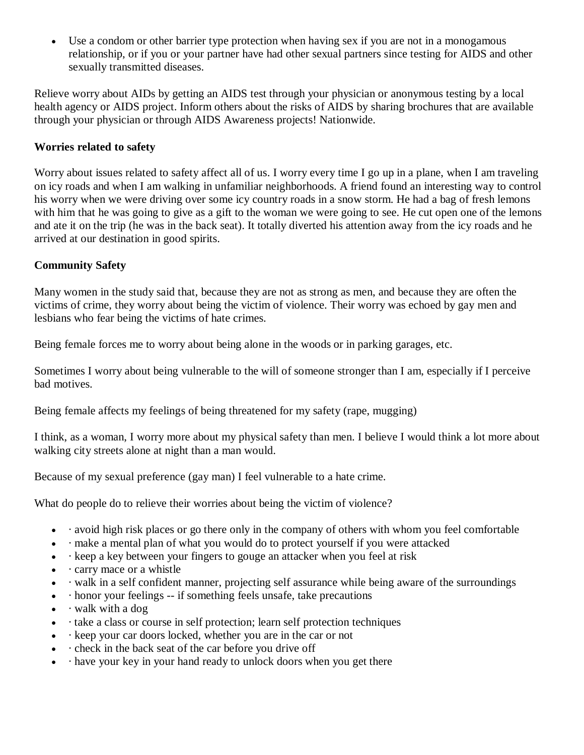- Use a condom or other barrier type protection when having sex if you are not in a monogamous relationship, or if you or your partner have had other sexual partners since testing for AIDS and other sexually transmitted diseases.

Relieve worry about AIDs by getting an AIDS test through your physician or anonymous testing by a local health agency or AIDS project. Inform others about the risks of AIDS by sharing brochures that are available through your physician or through AIDS Awareness projects! Nationwide.

**Worries related to safety**

Worry about issues related to safety affect all of us. I worry every time I go up in a plane, when I am traveling on icy roads and when I am walking in unfamiliar neighborhoods. A friend found an interesting way to control his worry when we were driving over some icy country roads in a snow storm. He had a bag of fresh lemons with him that he was going to give as a gift to the woman we were going to see. He cut open one of the lemons and ate it on the trip (he was in the back seat). It totally diverted his attention away from the icy roads and he arrived at our destination in good spirits.

**Community Safety**

Many women in the study said that, because they are not as strong as men, and because they are often the victims of crime, they worry about being the victim of violence. Their worry was echoed by gay men and lesbians who fear being the victims of hate crimes.

Being female forces me to worry about being alone in the woods or in parking garages, etc.

Sometimes I worry about being vulnerable to the will of someone stronger than I am, especially if I perceive bad motives.

Being female affects my feelings of being threatened for my safety (rape, mugging)

I think, as a woman, I worry more about my physical safety than men. I believe I would think a lot more about walking city streets alone at night than a man would.

Because of my sexual preference (gay man) I feel vulnerable to a hate crime.

What do people do to relieve their worries about being the victim of violence?

- · avoid high risk places or go there only in the company of others with whom you feel comfortable
- · make a mental plan of what you would do to protect yourself if you were attacked
- · keep a key between your fingers to gouge an attacker when you feel at risk
- · carry mace or a whistle
- · walk in a self confident manner, projecting self assurance while being aware of the surroundings
- · honor your feelings -- if something feels unsafe, take precautions
- · walk with a dog
- · take a class or course in self protection; learn self protection techniques
- · keep your car doors locked, whether you are in the car or not
- · check in the back seat of the car before you drive off
- · have your key in your hand ready to unlock doors when you get there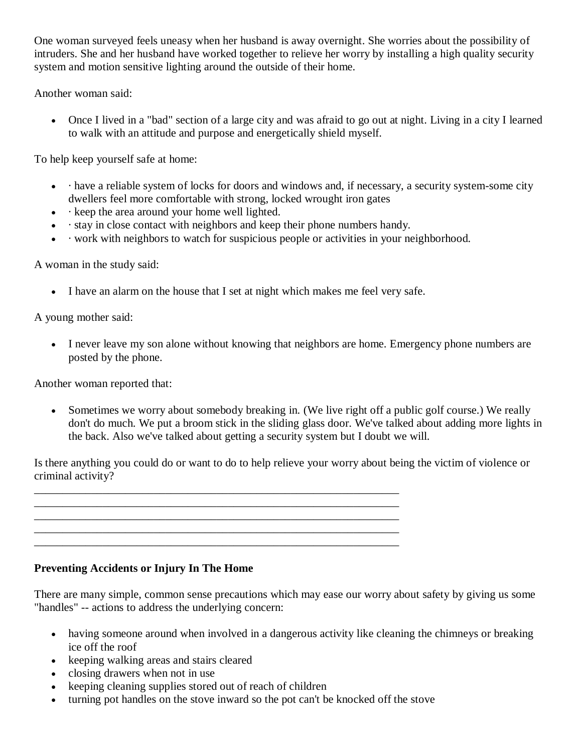One woman surveyed feels uneasy when her husband is away overnight. She worries about the possibility of intruders. She and her husband have worked together to relieve her worry by installing a high quality security system and motion sensitive lighting around the outside of their home.

Another woman said:

- Once I lived in a "bad" section of a large city and was afraid to go out at night. Living in a city I learned to walk with an attitude and purpose and energetically shield myself.

To help keep yourself safe at home:

- · have a reliable system of locks for doors and windows and, if necessary, a security system-some city dwellers feel more comfortable with strong, locked wrought iron gates
- · keep the area around your home well lighted.
- · stay in close contact with neighbors and keep their phone numbers handy.
- · work with neighbors to watch for suspicious people or activities in your neighborhood.

A woman in the study said:

- I have an alarm on the house that I set at night which makes me feel very safe.

A young mother said:

- I never leave my son alone without knowing that neighbors are home. Emergency phone numbers are posted by the phone.

Another woman reported that:

- Sometimes we worry about somebody breaking in. (We live right off a public golf course.) We really don't do much. We put a broom stick in the sliding glass door. We've talked about adding more lights in the back. Also we've talked about getting a security system but I doubt we will.

Is there anything you could do or want to do to help relieve your worry about being the victim of violence or criminal activity?
______________________________________________________________________
______________________________________________________________________
______________________________________________________________________
______________________________________________________________________
______________________________________________________________________

**Preventing Accidents or Injury In The Home**

There are many simple, common sense precautions which may ease our worry about safety by giving us some "handles" -- actions to address the underlying concern:

- having someone around when involved in a dangerous activity like cleaning the chimneys or breaking ice off the roof
- keeping walking areas and stairs cleared
- closing drawers when not in use
- keeping cleaning supplies stored out of reach of children
- turning pot handles on the stove inward so the pot can't be knocked off the stove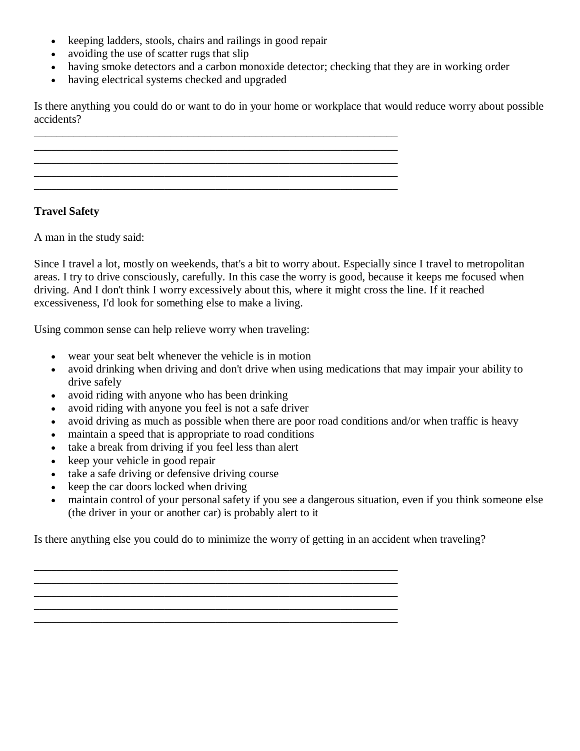- keeping ladders, stools, chairs and railings in good repair
- avoiding the use of scatter rugs that slip
- having smoke detectors and a carbon monoxide detector; checking that they are in working order
- having electrical systems checked and upgraded

Is there anything you could do or want to do in your home or workplace that would reduce worry about possible accidents?

_________________________________________________________________
_________________________________________________________________
_________________________________________________________________
_________________________________________________________________
_________________________________________________________________

**Travel Safety**

A man in the study said:

Since I travel a lot, mostly on weekends, that's a bit to worry about. Especially since I travel to metropolitan areas. I try to drive consciously, carefully. In this case the worry is good, because it keeps me focused when driving. And I don't think I worry excessively about this, where it might cross the line. If it reached excessiveness, I'd look for something else to make a living.

Using common sense can help relieve worry when traveling:

- wear your seat belt whenever the vehicle is in motion
- avoid drinking when driving and don't drive when using medications that may impair your ability to drive safely
- avoid riding with anyone who has been drinking
- avoid riding with anyone you feel is not a safe driver
- avoid driving as much as possible when there are poor road conditions and/or when traffic is heavy
- maintain a speed that is appropriate to road conditions
- take a break from driving if you feel less than alert
- keep your vehicle in good repair
- take a safe driving or defensive driving course
- keep the car doors locked when driving
- maintain control of your personal safety if you see a dangerous situation, even if you think someone else (the driver in your or another car) is probably alert to it

Is there anything else you could do to minimize the worry of getting in an accident when traveling?

_________________________________________________________________
_________________________________________________________________
_________________________________________________________________
_________________________________________________________________
_________________________________________________________________